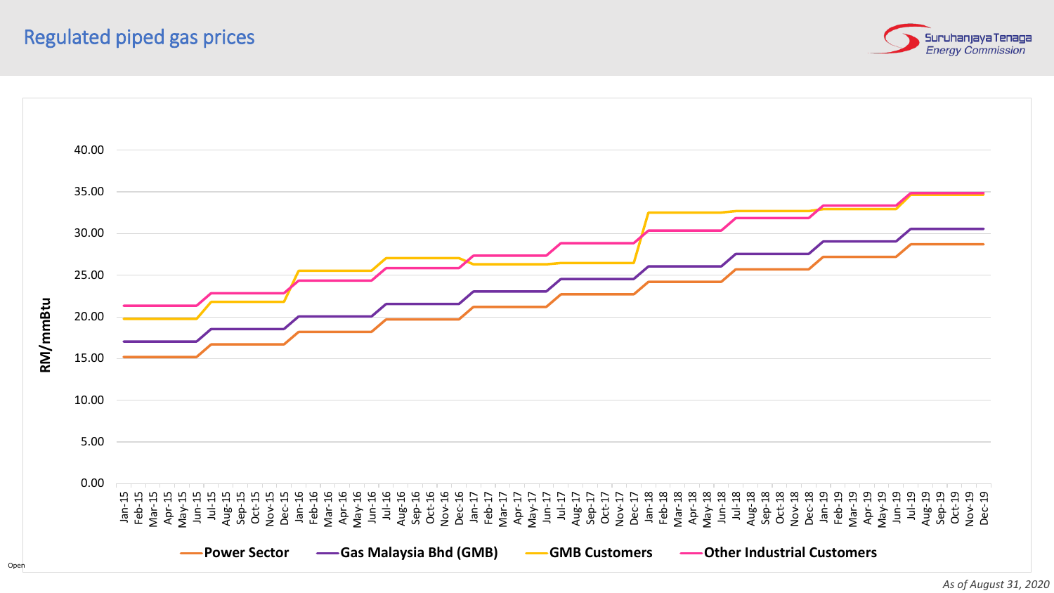# Regulated piped gas prices

RM/mmBtu

Power Sector — Gas Malaysia Bhd (GMB) — GMB Customers — Other Industrial Customers

*As of August 31, 2020*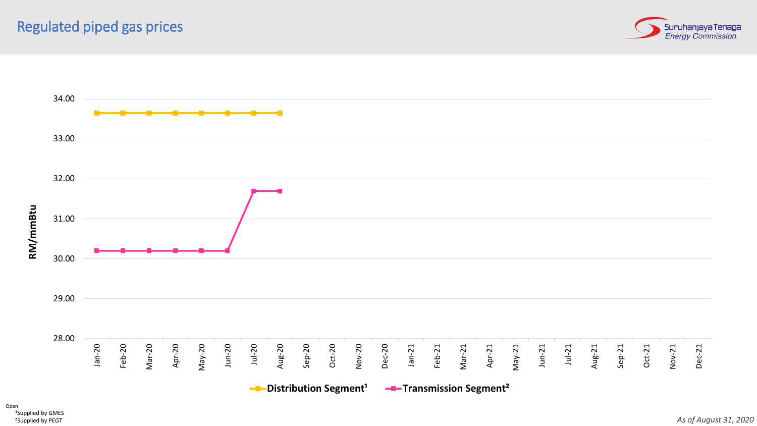# Regulated piped gas prices

Suruhanjaya Tenaga
Energy Commission

RM/mmBtu

34.00
33.00
32.00
31.00
30.00
29.00
28.00

Jan-20 Feb-20 Mar-20 Apr-20 May-20 Jun-20 Jul-20 Aug-20 Sep-20 Oct-20 Nov-20 Dec-20 Jan-21 Feb-21 Mar-21 Apr-21 May-21 Jun-21 Jul-21 Aug-21 Sep-21 Oct-21 Nov-21 Dec-21

**Distribution Segment[1]** **Transmission Segment[2]**

Open

[1]Supplied by GMES

[2]Supplied by PEGT

*As of August 31, 2020*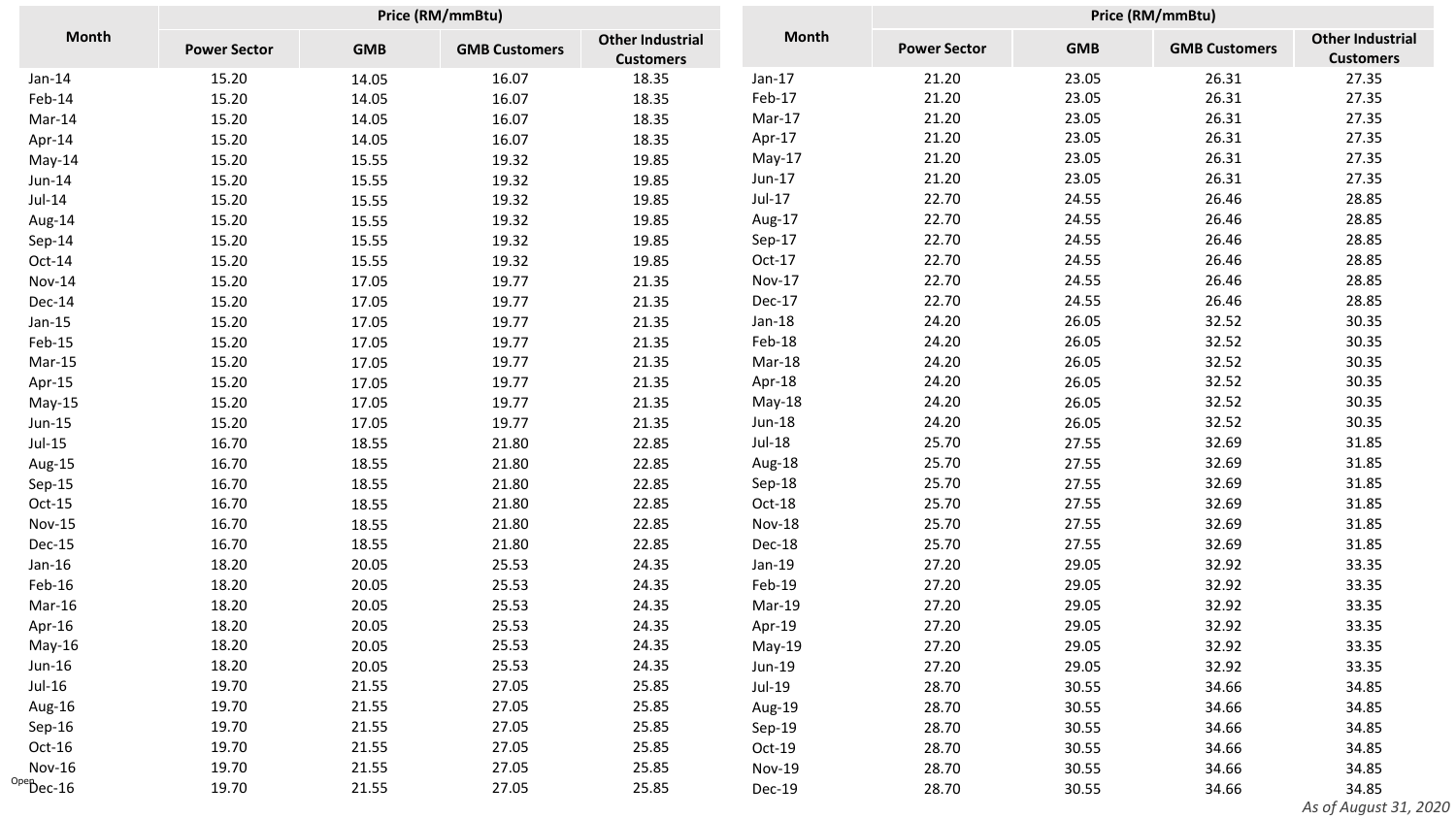| Month | Price (RM/mmBtu) | | | |
|---|---|---|---|---|
| | Power Sector | GMB | GMB Customers | Other Industrial Customers |
| Jan-14 | 15.20 | 14.05 | 16.07 | 18.35 |
| Feb-14 | 15.20 | 14.05 | 16.07 | 18.35 |
| Mar-14 | 15.20 | 14.05 | 16.07 | 18.35 |
| Apr-14 | 15.20 | 14.05 | 16.07 | 18.35 |
| May-14 | 15.20 | 15.55 | 19.32 | 19.85 |
| Jun-14 | 15.20 | 15.55 | 19.32 | 19.85 |
| Jul-14 | 15.20 | 15.55 | 19.32 | 19.85 |
| Aug-14 | 15.20 | 15.55 | 19.32 | 19.85 |
| Sep-14 | 15.20 | 15.55 | 19.32 | 19.85 |
| Oct-14 | 15.20 | 15.55 | 19.32 | 19.85 |
| Nov-14 | 15.20 | 17.05 | 19.77 | 21.35 |
| Dec-14 | 15.20 | 17.05 | 19.77 | 21.35 |
| Jan-15 | 15.20 | 17.05 | 19.77 | 21.35 |
| Feb-15 | 15.20 | 17.05 | 19.77 | 21.35 |
| Mar-15 | 15.20 | 17.05 | 19.77 | 21.35 |
| Apr-15 | 15.20 | 17.05 | 19.77 | 21.35 |
| May-15 | 15.20 | 17.05 | 19.77 | 21.35 |
| Jun-15 | 15.20 | 17.05 | 19.77 | 21.35 |
| Jul-15 | 16.70 | 18.55 | 21.80 | 22.85 |
| Aug-15 | 16.70 | 18.55 | 21.80 | 22.85 |
| Sep-15 | 16.70 | 18.55 | 21.80 | 22.85 |
| Oct-15 | 16.70 | 18.55 | 21.80 | 22.85 |
| Nov-15 | 16.70 | 18.55 | 21.80 | 22.85 |
| Dec-15 | 16.70 | 18.55 | 21.80 | 22.85 |
| Jan-16 | 18.20 | 20.05 | 25.53 | 24.35 |
| Feb-16 | 18.20 | 20.05 | 25.53 | 24.35 |
| Mar-16 | 18.20 | 20.05 | 25.53 | 24.35 |
| Apr-16 | 18.20 | 20.05 | 25.53 | 24.35 |
| May-16 | 18.20 | 20.05 | 25.53 | 24.35 |
| Jun-16 | 18.20 | 20.05 | 25.53 | 24.35 |
| Jul-16 | 19.70 | 21.55 | 27.05 | 25.85 |
| Aug-16 | 19.70 | 21.55 | 27.05 | 25.85 |
| Sep-16 | 19.70 | 21.55 | 27.05 | 25.85 |
| Oct-16 | 19.70 | 21.55 | 27.05 | 25.85 |
| Nov-16 | 19.70 | 21.55 | 27.05 | 25.85 |
| Dec-16 | 19.70 | 21.55 | 27.05 | 25.85 |
| Jan-17 | 21.20 | 23.05 | 26.31 | 27.35 |
| Feb-17 | 21.20 | 23.05 | 26.31 | 27.35 |
| Mar-17 | 21.20 | 23.05 | 26.31 | 27.35 |
| Apr-17 | 21.20 | 23.05 | 26.31 | 27.35 |
| May-17 | 21.20 | 23.05 | 26.31 | 27.35 |
| Jun-17 | 21.20 | 23.05 | 26.31 | 27.35 |
| Jul-17 | 22.70 | 24.55 | 26.46 | 28.85 |
| Aug-17 | 22.70 | 24.55 | 26.46 | 28.85 |
| Sep-17 | 22.70 | 24.55 | 26.46 | 28.85 |
| Oct-17 | 22.70 | 24.55 | 26.46 | 28.85 |
| Nov-17 | 22.70 | 24.55 | 26.46 | 28.85 |
| Dec-17 | 22.70 | 24.55 | 26.46 | 28.85 |
| Jan-18 | 24.20 | 26.05 | 32.52 | 30.35 |
| Feb-18 | 24.20 | 26.05 | 32.52 | 30.35 |
| Mar-18 | 24.20 | 26.05 | 32.52 | 30.35 |
| Apr-18 | 24.20 | 26.05 | 32.52 | 30.35 |
| May-18 | 24.20 | 26.05 | 32.52 | 30.35 |
| Jun-18 | 24.20 | 26.05 | 32.52 | 30.35 |
| Jul-18 | 25.70 | 27.55 | 32.69 | 31.85 |
| Aug-18 | 25.70 | 27.55 | 32.69 | 31.85 |
| Sep-18 | 25.70 | 27.55 | 32.69 | 31.85 |
| Oct-18 | 25.70 | 27.55 | 32.69 | 31.85 |
| Nov-18 | 25.70 | 27.55 | 32.69 | 31.85 |
| Dec-18 | 25.70 | 27.55 | 32.69 | 31.85 |
| Jan-19 | 27.20 | 29.05 | 32.92 | 33.35 |
| Feb-19 | 27.20 | 29.05 | 32.92 | 33.35 |
| Mar-19 | 27.20 | 29.05 | 32.92 | 33.35 |
| Apr-19 | 27.20 | 29.05 | 32.92 | 33.35 |
| May-19 | 27.20 | 29.05 | 32.92 | 33.35 |
| Jun-19 | 27.20 | 29.05 | 32.92 | 33.35 |
| Jul-19 | 28.70 | 30.55 | 34.66 | 34.85 |
| Aug-19 | 28.70 | 30.55 | 34.66 | 34.85 |
| Sep-19 | 28.70 | 30.55 | 34.66 | 34.85 |
| Oct-19 | 28.70 | 30.55 | 34.66 | 34.85 |
| Nov-19 | 28.70 | 30.55 | 34.66 | 34.85 |
| Dec-19 | 28.70 | 30.55 | 34.66 | 34.85 |

*As of August 31, 2020*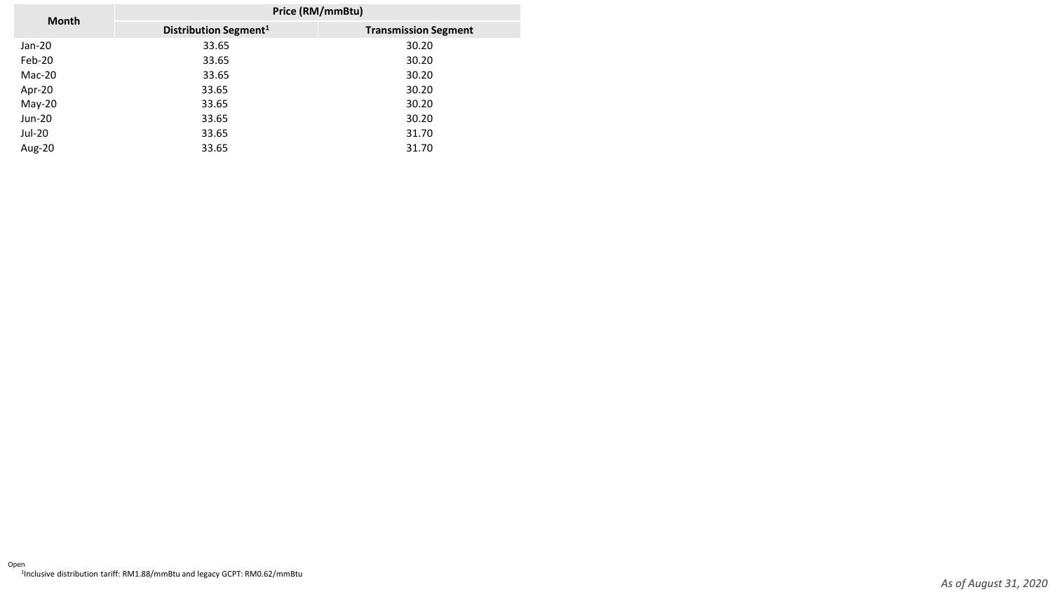| Month | Price (RM/mmBtu) | |
|---|---|---|
| | Distribution Segment[1] | Transmission Segment |
| Jan-20 | 33.65 | 30.20 |
| Feb-20 | 33.65 | 30.20 |
| Mac-20 | 33.65 | 30.20 |
| Apr-20 | 33.65 | 30.20 |
| May-20 | 33.65 | 30.20 |
| Jun-20 | 33.65 | 30.20 |
| Jul-20 | 33.65 | 31.70 |
| Aug-20 | 33.65 | 31.70 |

Open

[1]Inclusive distribution tariff: RM1.88/mmBtu and legacy GCPT: RM0.62/mmBtu

*As of August 31, 2020*